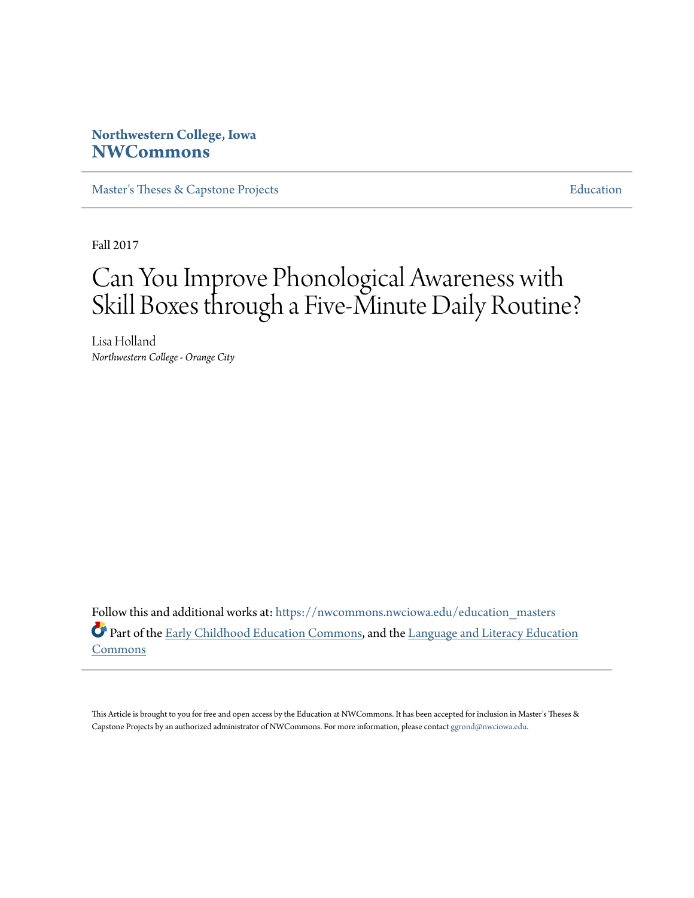Northwestern College, Iowa
**NWCommons**

Master's Theses & Capstone Projects | Education

Fall 2017

# Can You Improve Phonological Awareness with Skill Boxes through a Five-Minute Daily Routine?

Lisa Holland
*Northwestern College - Orange City*

Follow this and additional works at: https://nwcommons.nwciowa.edu/education_masters

Part of the Early Childhood Education Commons, and the Language and Literacy Education Commons

This Article is brought to you for free and open access by the Education at NWCommons. It has been accepted for inclusion in Master's Theses & Capstone Projects by an authorized administrator of NWCommons. For more information, please contact ggrond@nwciowa.edu.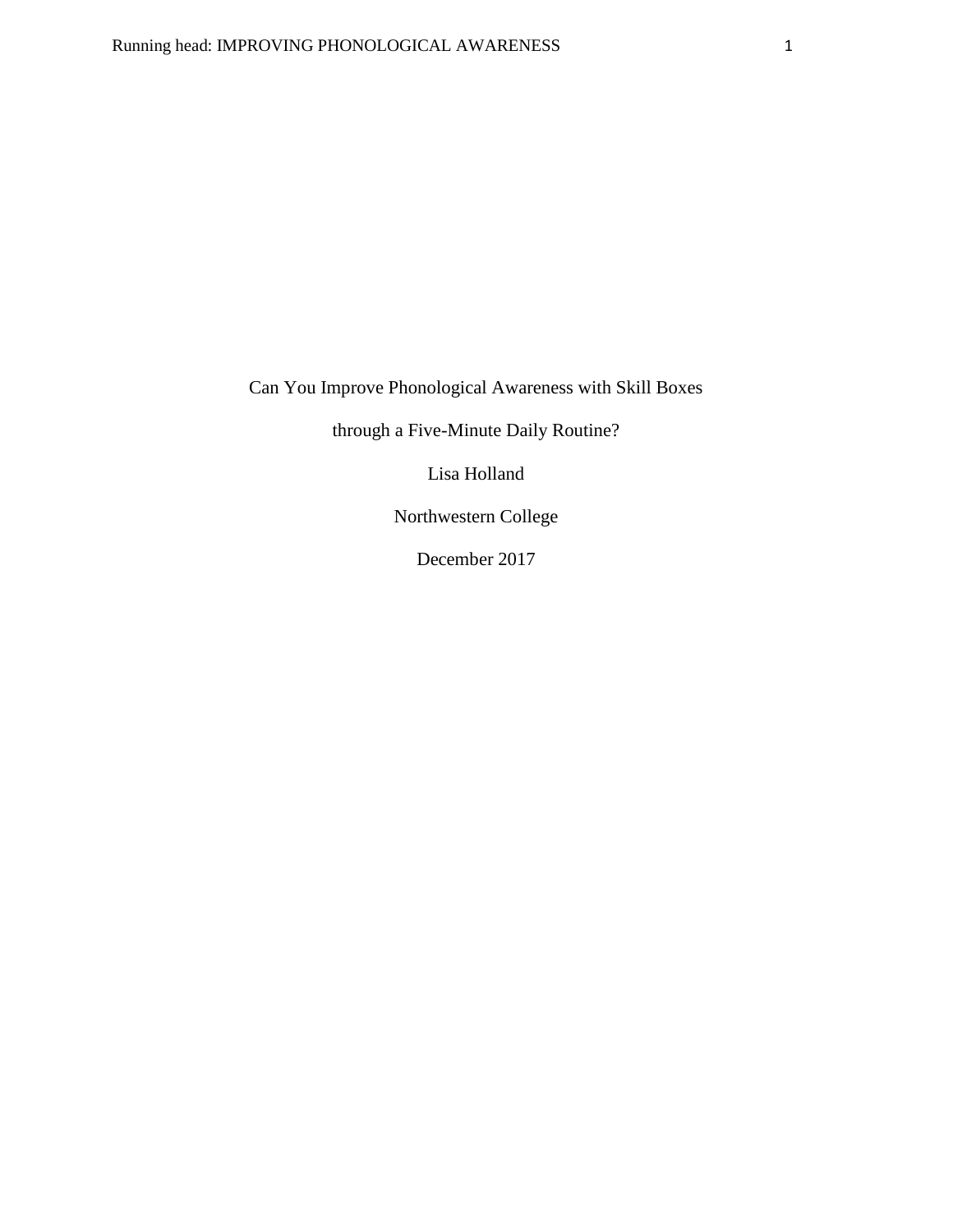Can You Improve Phonological Awareness with Skill Boxes

through a Five-Minute Daily Routine?

Lisa Holland

Northwestern College

December 2017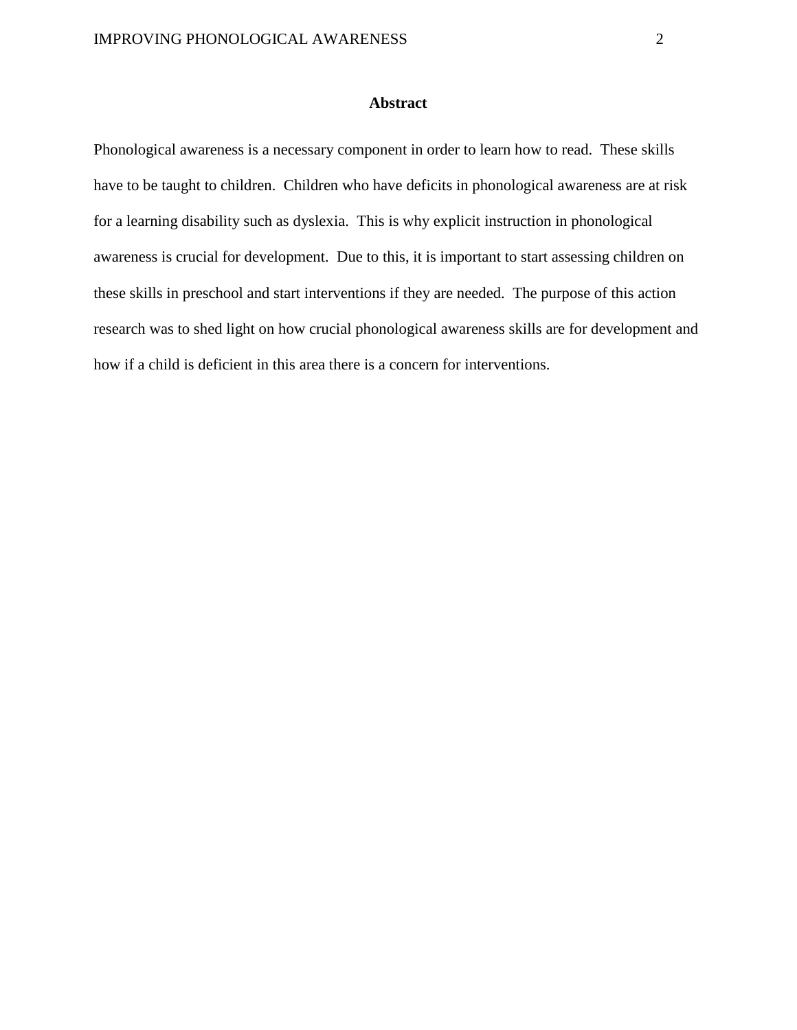## Abstract

Phonological awareness is a necessary component in order to learn how to read. These skills have to be taught to children. Children who have deficits in phonological awareness are at risk for a learning disability such as dyslexia. This is why explicit instruction in phonological awareness is crucial for development. Due to this, it is important to start assessing children on these skills in preschool and start interventions if they are needed. The purpose of this action research was to shed light on how crucial phonological awareness skills are for development and how if a child is deficient in this area there is a concern for interventions.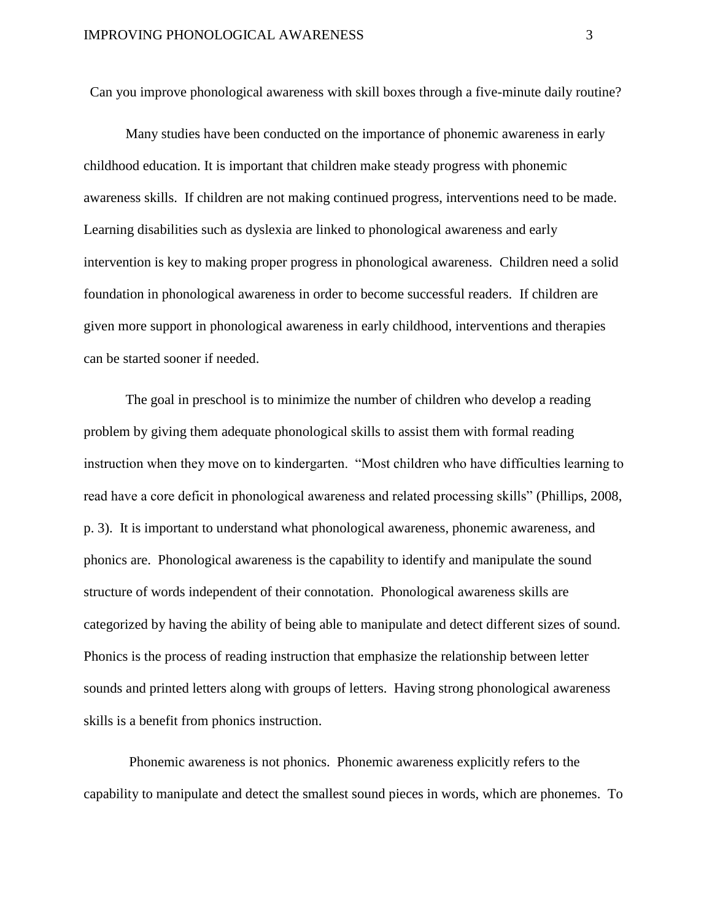Can you improve phonological awareness with skill boxes through a five-minute daily routine?

Many studies have been conducted on the importance of phonemic awareness in early childhood education. It is important that children make steady progress with phonemic awareness skills. If children are not making continued progress, interventions need to be made. Learning disabilities such as dyslexia are linked to phonological awareness and early intervention is key to making proper progress in phonological awareness. Children need a solid foundation in phonological awareness in order to become successful readers. If children are given more support in phonological awareness in early childhood, interventions and therapies can be started sooner if needed.

The goal in preschool is to minimize the number of children who develop a reading problem by giving them adequate phonological skills to assist them with formal reading instruction when they move on to kindergarten. "Most children who have difficulties learning to read have a core deficit in phonological awareness and related processing skills" (Phillips, 2008, p. 3). It is important to understand what phonological awareness, phonemic awareness, and phonics are. Phonological awareness is the capability to identify and manipulate the sound structure of words independent of their connotation. Phonological awareness skills are categorized by having the ability of being able to manipulate and detect different sizes of sound. Phonics is the process of reading instruction that emphasize the relationship between letter sounds and printed letters along with groups of letters. Having strong phonological awareness skills is a benefit from phonics instruction.

Phonemic awareness is not phonics. Phonemic awareness explicitly refers to the capability to manipulate and detect the smallest sound pieces in words, which are phonemes. To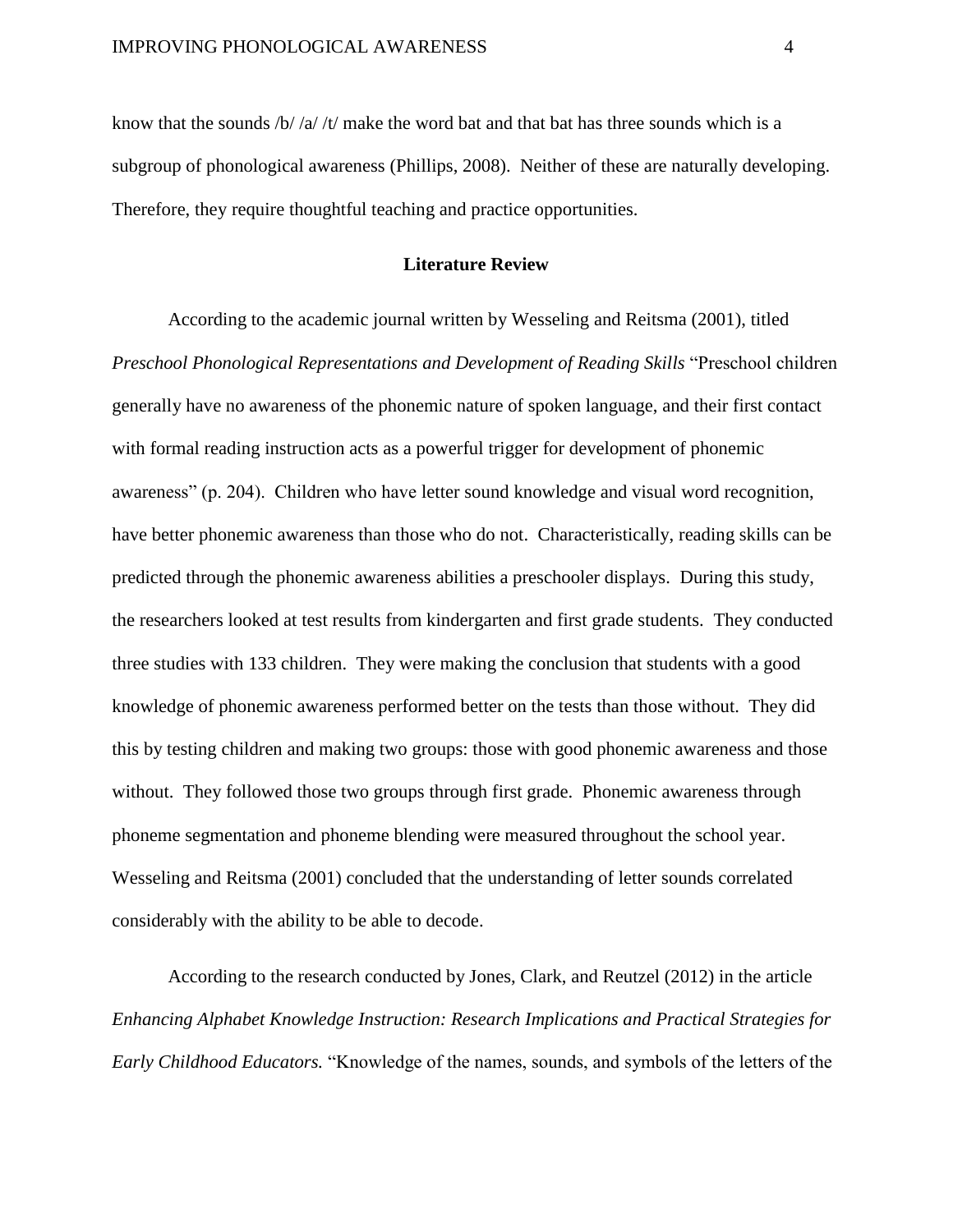know that the sounds /b/ /a/ /t/ make the word bat and that bat has three sounds which is a subgroup of phonological awareness (Phillips, 2008). Neither of these are naturally developing. Therefore, they require thoughtful teaching and practice opportunities.

## Literature Review

According to the academic journal written by Wesseling and Reitsma (2001), titled *Preschool Phonological Representations and Development of Reading Skills* "Preschool children generally have no awareness of the phonemic nature of spoken language, and their first contact with formal reading instruction acts as a powerful trigger for development of phonemic awareness" (p. 204). Children who have letter sound knowledge and visual word recognition, have better phonemic awareness than those who do not. Characteristically, reading skills can be predicted through the phonemic awareness abilities a preschooler displays. During this study, the researchers looked at test results from kindergarten and first grade students. They conducted three studies with 133 children. They were making the conclusion that students with a good knowledge of phonemic awareness performed better on the tests than those without. They did this by testing children and making two groups: those with good phonemic awareness and those without. They followed those two groups through first grade. Phonemic awareness through phoneme segmentation and phoneme blending were measured throughout the school year. Wesseling and Reitsma (2001) concluded that the understanding of letter sounds correlated considerably with the ability to be able to decode.

According to the research conducted by Jones, Clark, and Reutzel (2012) in the article *Enhancing Alphabet Knowledge Instruction: Research Implications and Practical Strategies for Early Childhood Educators.* "Knowledge of the names, sounds, and symbols of the letters of the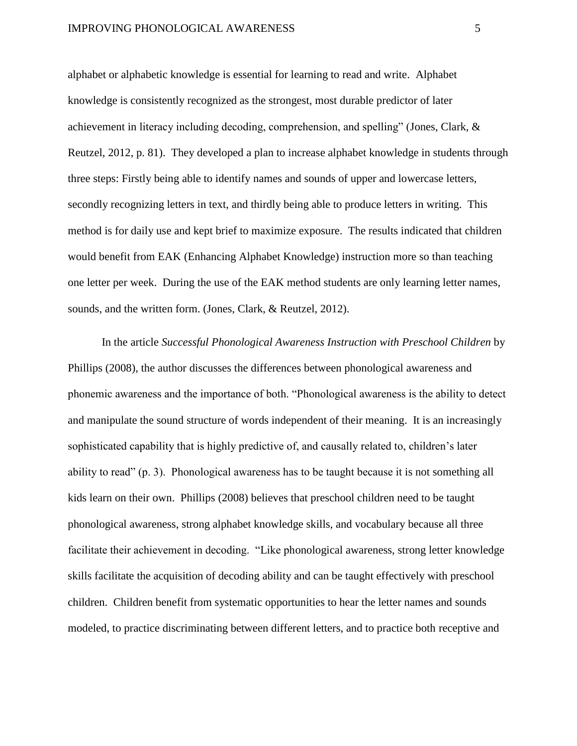alphabet or alphabetic knowledge is essential for learning to read and write. Alphabet knowledge is consistently recognized as the strongest, most durable predictor of later achievement in literacy including decoding, comprehension, and spelling" (Jones, Clark, & Reutzel, 2012, p. 81). They developed a plan to increase alphabet knowledge in students through three steps: Firstly being able to identify names and sounds of upper and lowercase letters, secondly recognizing letters in text, and thirdly being able to produce letters in writing. This method is for daily use and kept brief to maximize exposure. The results indicated that children would benefit from EAK (Enhancing Alphabet Knowledge) instruction more so than teaching one letter per week. During the use of the EAK method students are only learning letter names, sounds, and the written form. (Jones, Clark, & Reutzel, 2012).

In the article *Successful Phonological Awareness Instruction with Preschool Children* by Phillips (2008), the author discusses the differences between phonological awareness and phonemic awareness and the importance of both. "Phonological awareness is the ability to detect and manipulate the sound structure of words independent of their meaning. It is an increasingly sophisticated capability that is highly predictive of, and causally related to, children's later ability to read" (p. 3). Phonological awareness has to be taught because it is not something all kids learn on their own. Phillips (2008) believes that preschool children need to be taught phonological awareness, strong alphabet knowledge skills, and vocabulary because all three facilitate their achievement in decoding. "Like phonological awareness, strong letter knowledge skills facilitate the acquisition of decoding ability and can be taught effectively with preschool children. Children benefit from systematic opportunities to hear the letter names and sounds modeled, to practice discriminating between different letters, and to practice both receptive and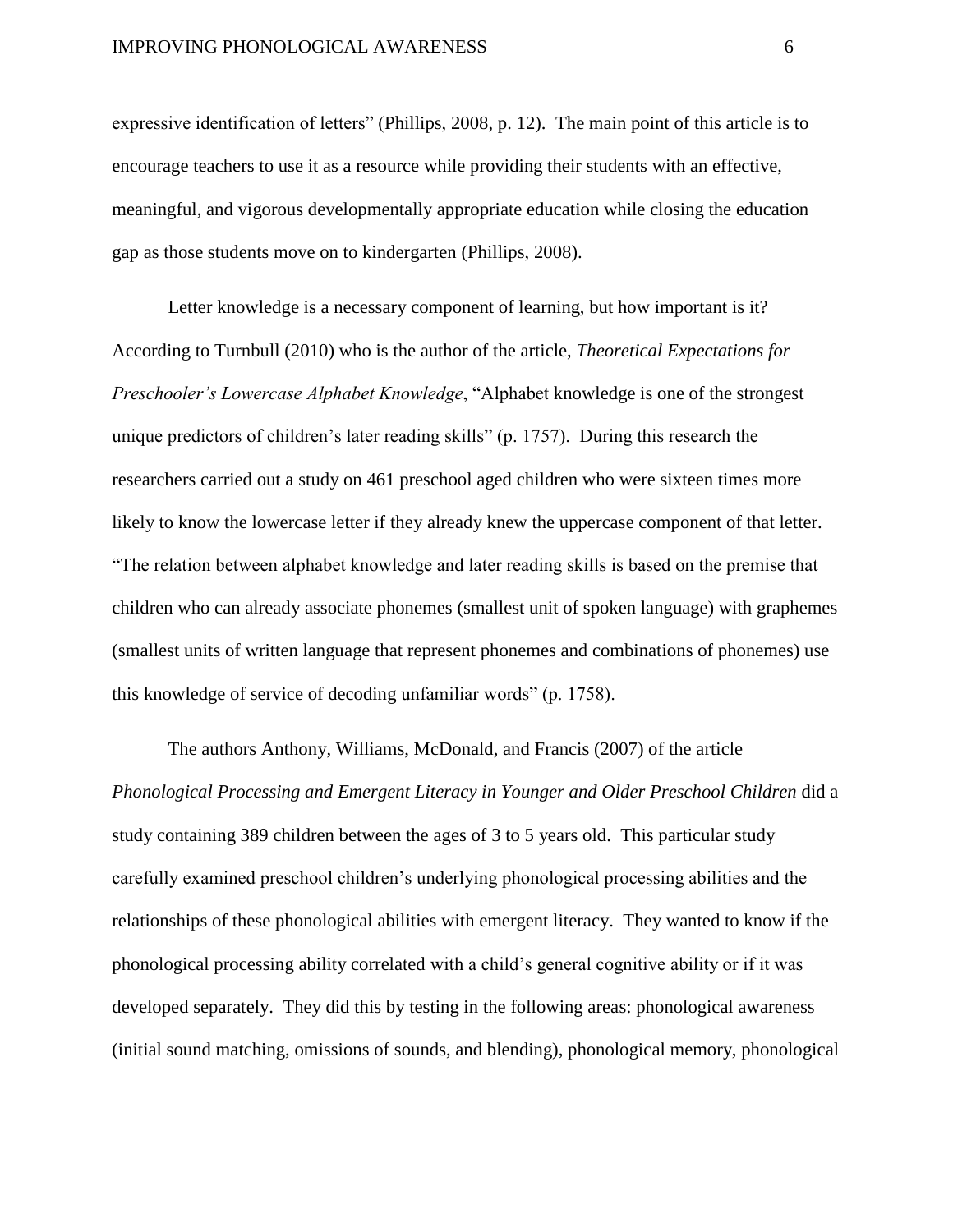expressive identification of letters" (Phillips, 2008, p. 12). The main point of this article is to encourage teachers to use it as a resource while providing their students with an effective, meaningful, and vigorous developmentally appropriate education while closing the education gap as those students move on to kindergarten (Phillips, 2008).

Letter knowledge is a necessary component of learning, but how important is it? According to Turnbull (2010) who is the author of the article, *Theoretical Expectations for Preschooler's Lowercase Alphabet Knowledge*, "Alphabet knowledge is one of the strongest unique predictors of children's later reading skills" (p. 1757). During this research the researchers carried out a study on 461 preschool aged children who were sixteen times more likely to know the lowercase letter if they already knew the uppercase component of that letter. "The relation between alphabet knowledge and later reading skills is based on the premise that children who can already associate phonemes (smallest unit of spoken language) with graphemes (smallest units of written language that represent phonemes and combinations of phonemes) use this knowledge of service of decoding unfamiliar words" (p. 1758).

The authors Anthony, Williams, McDonald, and Francis (2007) of the article *Phonological Processing and Emergent Literacy in Younger and Older Preschool Children* did a study containing 389 children between the ages of 3 to 5 years old. This particular study carefully examined preschool children's underlying phonological processing abilities and the relationships of these phonological abilities with emergent literacy. They wanted to know if the phonological processing ability correlated with a child's general cognitive ability or if it was developed separately. They did this by testing in the following areas: phonological awareness (initial sound matching, omissions of sounds, and blending), phonological memory, phonological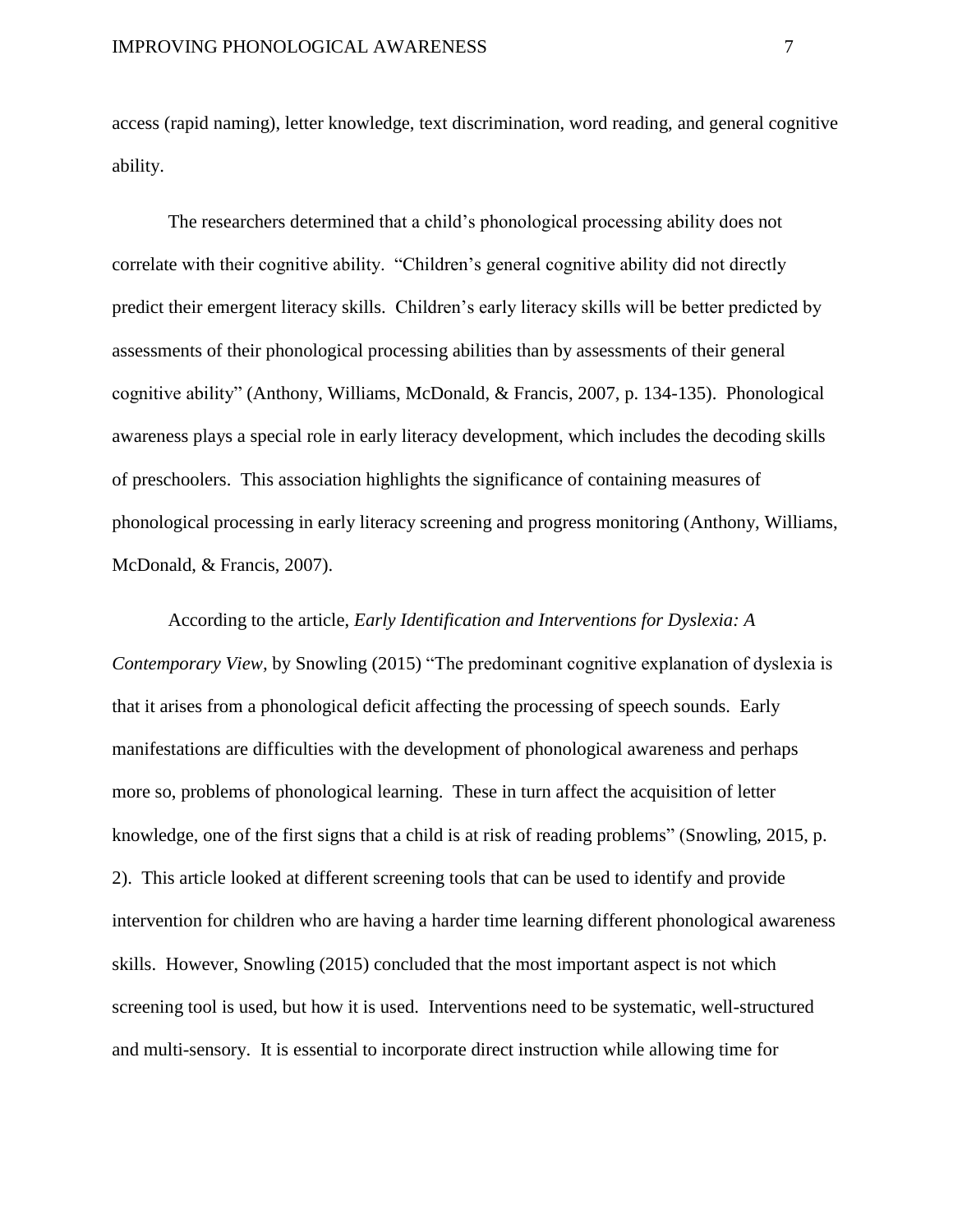access (rapid naming), letter knowledge, text discrimination, word reading, and general cognitive ability.

The researchers determined that a child's phonological processing ability does not correlate with their cognitive ability. "Children's general cognitive ability did not directly predict their emergent literacy skills. Children's early literacy skills will be better predicted by assessments of their phonological processing abilities than by assessments of their general cognitive ability" (Anthony, Williams, McDonald, & Francis, 2007, p. 134-135). Phonological awareness plays a special role in early literacy development, which includes the decoding skills of preschoolers. This association highlights the significance of containing measures of phonological processing in early literacy screening and progress monitoring (Anthony, Williams, McDonald, & Francis, 2007).

According to the article, *Early Identification and Interventions for Dyslexia: A Contemporary View,* by Snowling (2015) "The predominant cognitive explanation of dyslexia is that it arises from a phonological deficit affecting the processing of speech sounds. Early manifestations are difficulties with the development of phonological awareness and perhaps more so, problems of phonological learning. These in turn affect the acquisition of letter knowledge, one of the first signs that a child is at risk of reading problems" (Snowling, 2015, p. 2). This article looked at different screening tools that can be used to identify and provide intervention for children who are having a harder time learning different phonological awareness skills. However, Snowling (2015) concluded that the most important aspect is not which screening tool is used, but how it is used. Interventions need to be systematic, well-structured and multi-sensory. It is essential to incorporate direct instruction while allowing time for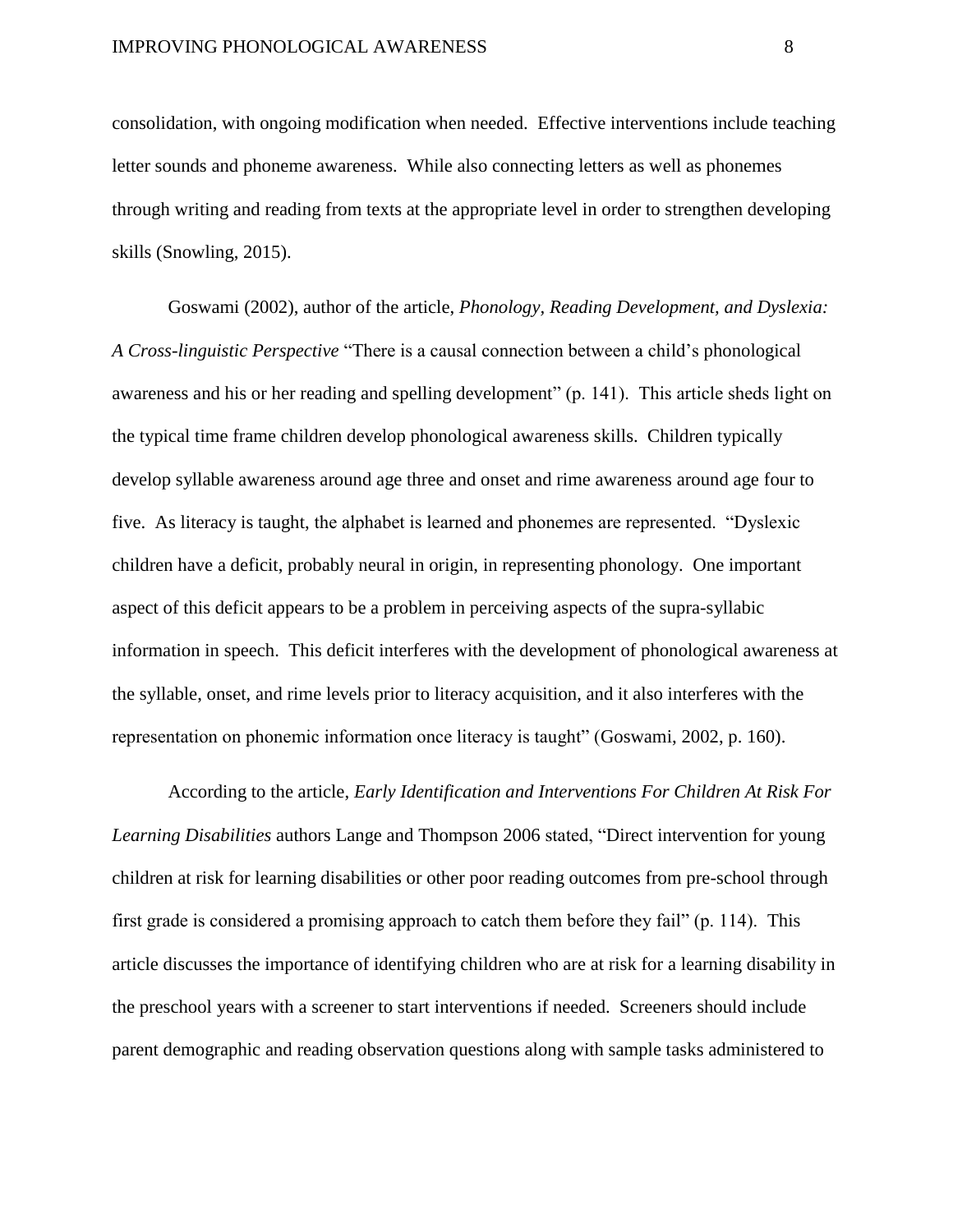consolidation, with ongoing modification when needed. Effective interventions include teaching letter sounds and phoneme awareness. While also connecting letters as well as phonemes through writing and reading from texts at the appropriate level in order to strengthen developing skills (Snowling, 2015).

Goswami (2002), author of the article, *Phonology, Reading Development, and Dyslexia: A Cross-linguistic Perspective* "There is a causal connection between a child's phonological awareness and his or her reading and spelling development" (p. 141). This article sheds light on the typical time frame children develop phonological awareness skills. Children typically develop syllable awareness around age three and onset and rime awareness around age four to five. As literacy is taught, the alphabet is learned and phonemes are represented. "Dyslexic children have a deficit, probably neural in origin, in representing phonology. One important aspect of this deficit appears to be a problem in perceiving aspects of the supra-syllabic information in speech. This deficit interferes with the development of phonological awareness at the syllable, onset, and rime levels prior to literacy acquisition, and it also interferes with the representation on phonemic information once literacy is taught" (Goswami, 2002, p. 160).

According to the article, *Early Identification and Interventions For Children At Risk For Learning Disabilities* authors Lange and Thompson 2006 stated, "Direct intervention for young children at risk for learning disabilities or other poor reading outcomes from pre-school through first grade is considered a promising approach to catch them before they fail" (p. 114). This article discusses the importance of identifying children who are at risk for a learning disability in the preschool years with a screener to start interventions if needed. Screeners should include parent demographic and reading observation questions along with sample tasks administered to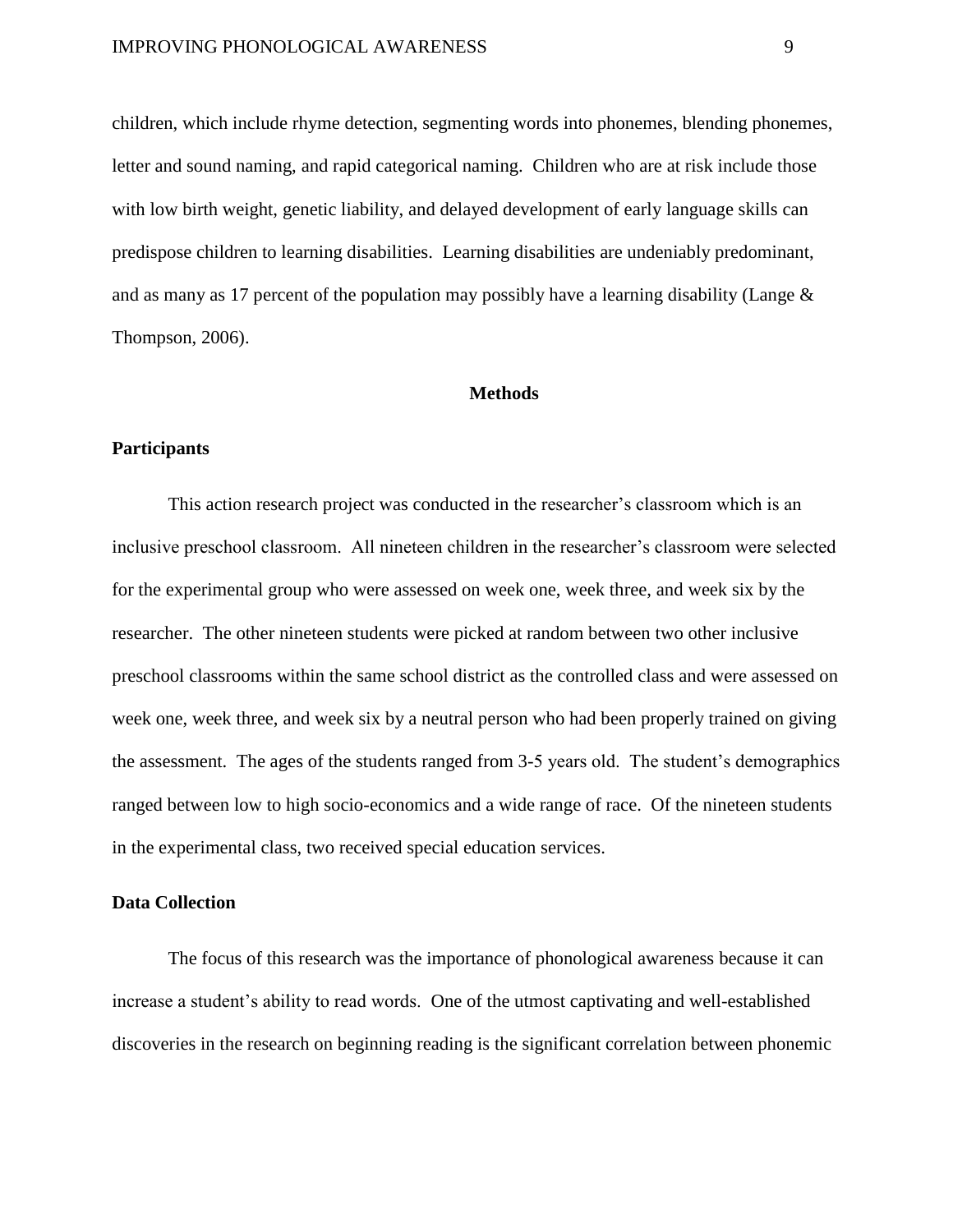children, which include rhyme detection, segmenting words into phonemes, blending phonemes, letter and sound naming, and rapid categorical naming. Children who are at risk include those with low birth weight, genetic liability, and delayed development of early language skills can predispose children to learning disabilities. Learning disabilities are undeniably predominant, and as many as 17 percent of the population may possibly have a learning disability (Lange & Thompson, 2006).

## Methods

### Participants

This action research project was conducted in the researcher's classroom which is an inclusive preschool classroom. All nineteen children in the researcher's classroom were selected for the experimental group who were assessed on week one, week three, and week six by the researcher. The other nineteen students were picked at random between two other inclusive preschool classrooms within the same school district as the controlled class and were assessed on week one, week three, and week six by a neutral person who had been properly trained on giving the assessment. The ages of the students ranged from 3-5 years old. The student's demographics ranged between low to high socio-economics and a wide range of race. Of the nineteen students in the experimental class, two received special education services.

### Data Collection

The focus of this research was the importance of phonological awareness because it can increase a student's ability to read words. One of the utmost captivating and well-established discoveries in the research on beginning reading is the significant correlation between phonemic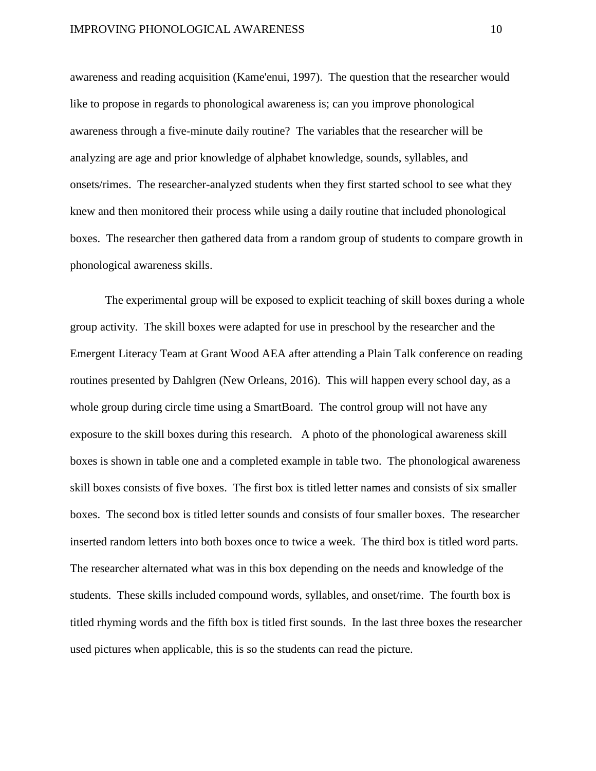awareness and reading acquisition (Kame'enui, 1997). The question that the researcher would like to propose in regards to phonological awareness is; can you improve phonological awareness through a five-minute daily routine? The variables that the researcher will be analyzing are age and prior knowledge of alphabet knowledge, sounds, syllables, and onsets/rimes. The researcher-analyzed students when they first started school to see what they knew and then monitored their process while using a daily routine that included phonological boxes. The researcher then gathered data from a random group of students to compare growth in phonological awareness skills.

The experimental group will be exposed to explicit teaching of skill boxes during a whole group activity. The skill boxes were adapted for use in preschool by the researcher and the Emergent Literacy Team at Grant Wood AEA after attending a Plain Talk conference on reading routines presented by Dahlgren (New Orleans, 2016). This will happen every school day, as a whole group during circle time using a SmartBoard. The control group will not have any exposure to the skill boxes during this research. A photo of the phonological awareness skill boxes is shown in table one and a completed example in table two. The phonological awareness skill boxes consists of five boxes. The first box is titled letter names and consists of six smaller boxes. The second box is titled letter sounds and consists of four smaller boxes. The researcher inserted random letters into both boxes once to twice a week. The third box is titled word parts. The researcher alternated what was in this box depending on the needs and knowledge of the students. These skills included compound words, syllables, and onset/rime. The fourth box is titled rhyming words and the fifth box is titled first sounds. In the last three boxes the researcher used pictures when applicable, this is so the students can read the picture.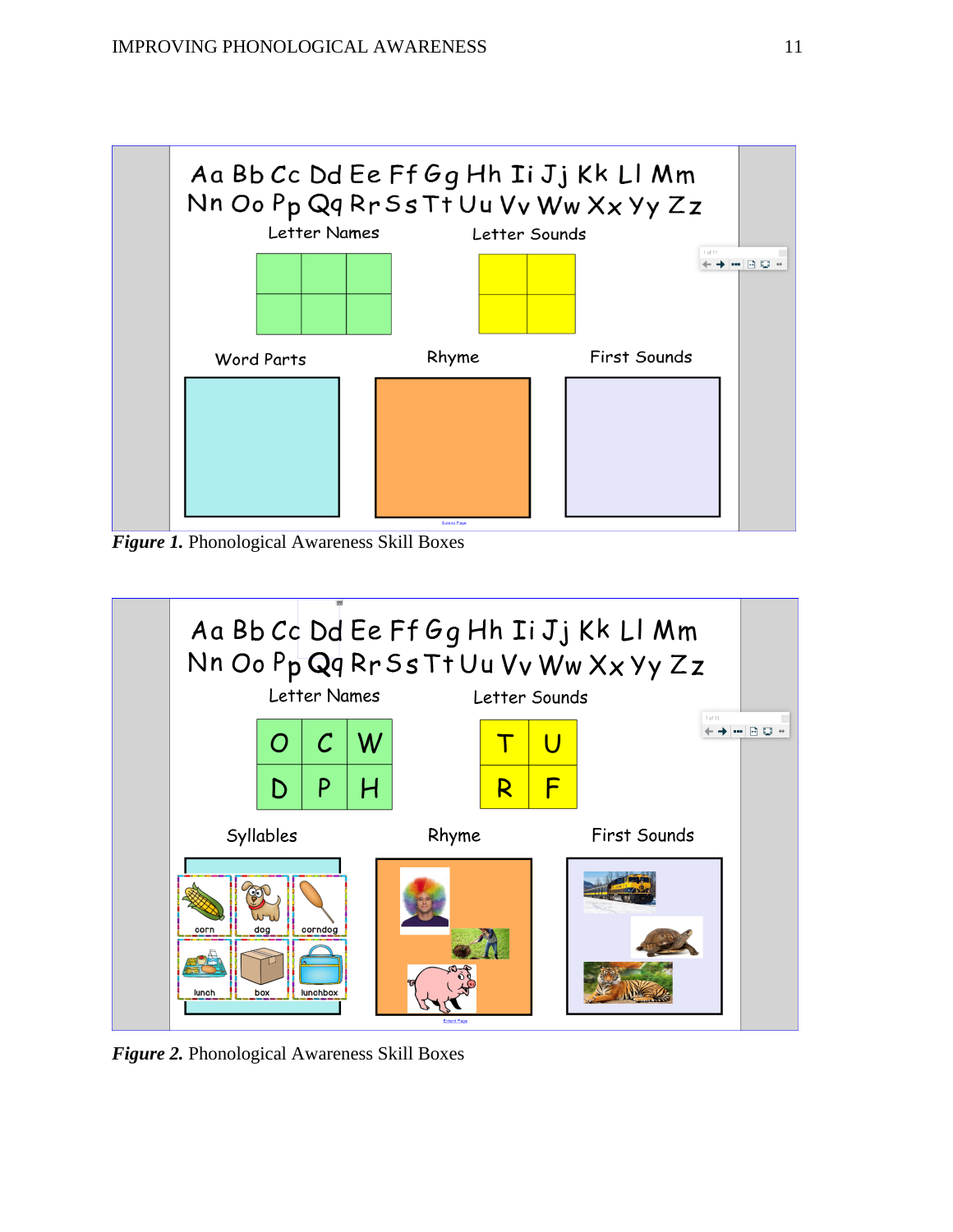*Figure 1.* Phonological Awareness Skill Boxes

*Figure 2.* Phonological Awareness Skill Boxes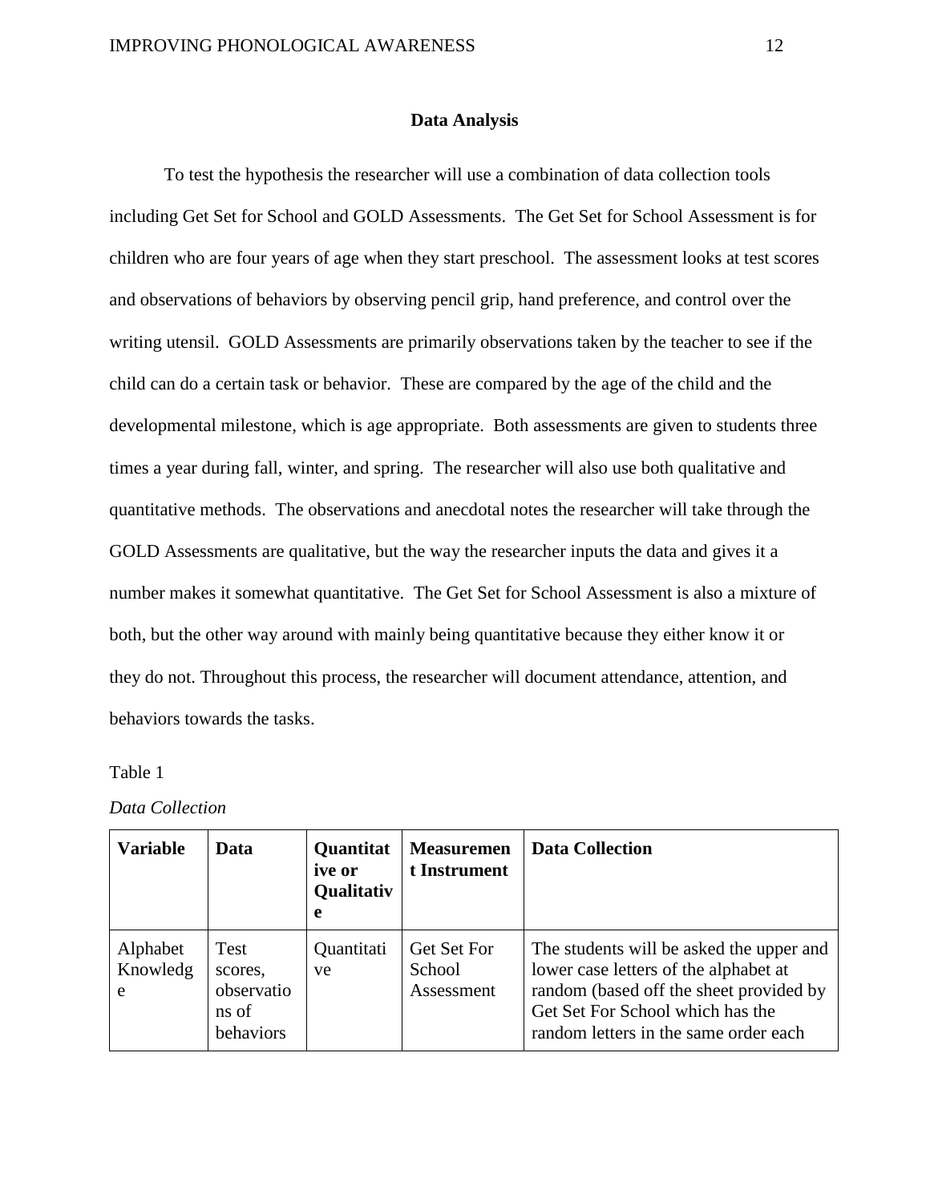## Data Analysis

To test the hypothesis the researcher will use a combination of data collection tools including Get Set for School and GOLD Assessments. The Get Set for School Assessment is for children who are four years of age when they start preschool. The assessment looks at test scores and observations of behaviors by observing pencil grip, hand preference, and control over the writing utensil. GOLD Assessments are primarily observations taken by the teacher to see if the child can do a certain task or behavior. These are compared by the age of the child and the developmental milestone, which is age appropriate. Both assessments are given to students three times a year during fall, winter, and spring. The researcher will also use both qualitative and quantitative methods. The observations and anecdotal notes the researcher will take through the GOLD Assessments are qualitative, but the way the researcher inputs the data and gives it a number makes it somewhat quantitative. The Get Set for School Assessment is also a mixture of both, but the other way around with mainly being quantitative because they either know it or they do not. Throughout this process, the researcher will document attendance, attention, and behaviors towards the tasks.

Table 1

*Data Collection*

| **Variable** | **Data** | **Quantitative or Qualitative** | **Measurement Instrument** | **Data Collection** |
|---|---|---|---|---|
| Alphabet Knowledge | Test scores, observations of behaviors | Quantitative | Get Set For School Assessment | The students will be asked the upper and lower case letters of the alphabet at random (based off the sheet provided by Get Set For School which has the random letters in the same order each |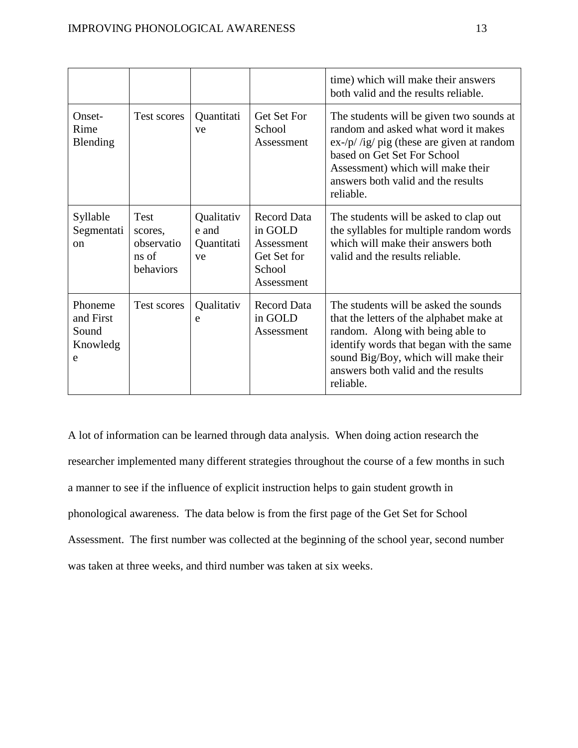|  |  |  |  | time) which will make their answers both valid and the results reliable. |
|---|---|---|---|---|
| Onset-Rime Blending | Test scores | Quantitative | Get Set For School Assessment | The students will be given two sounds at random and asked what word it makes ex-/p/ /ig/ pig (these are given at random based on Get Set For School Assessment) which will make their answers both valid and the results reliable. |
| Syllable Segmentation | Test scores, observations of behaviors | Qualitative and Quantitative | Record Data in GOLD Assessment Get Set for School Assessment | The students will be asked to clap out the syllables for multiple random words which will make their answers both valid and the results reliable. |
| Phoneme and First Sound Knowledge | Test scores | Qualitative | Record Data in GOLD Assessment | The students will be asked the sounds that the letters of the alphabet make at random. Along with being able to identify words that began with the same sound Big/Boy, which will make their answers both valid and the results reliable. |

A lot of information can be learned through data analysis. When doing action research the researcher implemented many different strategies throughout the course of a few months in such a manner to see if the influence of explicit instruction helps to gain student growth in phonological awareness. The data below is from the first page of the Get Set for School Assessment. The first number was collected at the beginning of the school year, second number was taken at three weeks, and third number was taken at six weeks.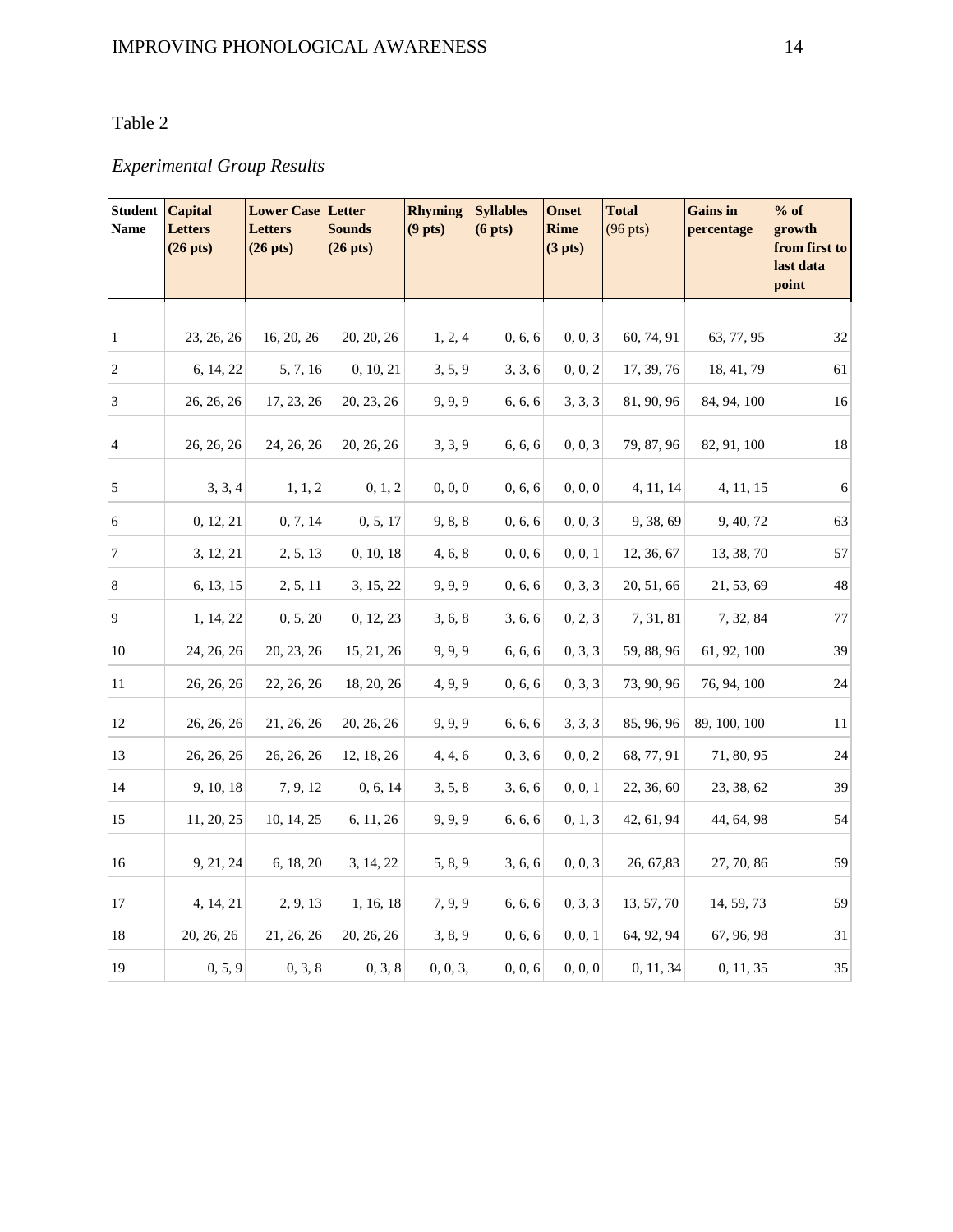Table 2

*Experimental Group Results*

| Student Name | Capital Letters (26 pts) | Lower Case Letters (26 pts) | Letter Sounds (26 pts) | Rhyming (9 pts) | Syllables (6 pts) | Onset Rime (3 pts) | Total (96 pts) | Gains in percentage | % of growth from first to last data point |
|---|---|---|---|---|---|---|---|---|---|
| 1 | 23, 26, 26 | 16, 20, 26 | 20, 20, 26 | 1, 2, 4 | 0, 6, 6 | 0, 0, 3 | 60, 74, 91 | 63, 77, 95 | 32 |
| 2 | 6, 14, 22 | 5, 7, 16 | 0, 10, 21 | 3, 5, 9 | 3, 3, 6 | 0, 0, 2 | 17, 39, 76 | 18, 41, 79 | 61 |
| 3 | 26, 26, 26 | 17, 23, 26 | 20, 23, 26 | 9, 9, 9 | 6, 6, 6 | 3, 3, 3 | 81, 90, 96 | 84, 94, 100 | 16 |
| 4 | 26, 26, 26 | 24, 26, 26 | 20, 26, 26 | 3, 3, 9 | 6, 6, 6 | 0, 0, 3 | 79, 87, 96 | 82, 91, 100 | 18 |
| 5 | 3, 3, 4 | 1, 1, 2 | 0, 1, 2 | 0, 0, 0 | 0, 6, 6 | 0, 0, 0 | 4, 11, 14 | 4, 11, 15 | 6 |
| 6 | 0, 12, 21 | 0, 7, 14 | 0, 5, 17 | 9, 8, 8 | 0, 6, 6 | 0, 0, 3 | 9, 38, 69 | 9, 40, 72 | 63 |
| 7 | 3, 12, 21 | 2, 5, 13 | 0, 10, 18 | 4, 6, 8 | 0, 0, 6 | 0, 0, 1 | 12, 36, 67 | 13, 38, 70 | 57 |
| 8 | 6, 13, 15 | 2, 5, 11 | 3, 15, 22 | 9, 9, 9 | 0, 6, 6 | 0, 3, 3 | 20, 51, 66 | 21, 53, 69 | 48 |
| 9 | 1, 14, 22 | 0, 5, 20 | 0, 12, 23 | 3, 6, 8 | 3, 6, 6 | 0, 2, 3 | 7, 31, 81 | 7, 32, 84 | 77 |
| 10 | 24, 26, 26 | 20, 23, 26 | 15, 21, 26 | 9, 9, 9 | 6, 6, 6 | 0, 3, 3 | 59, 88, 96 | 61, 92, 100 | 39 |
| 11 | 26, 26, 26 | 22, 26, 26 | 18, 20, 26 | 4, 9, 9 | 0, 6, 6 | 0, 3, 3 | 73, 90, 96 | 76, 94, 100 | 24 |
| 12 | 26, 26, 26 | 21, 26, 26 | 20, 26, 26 | 9, 9, 9 | 6, 6, 6 | 3, 3, 3 | 85, 96, 96 | 89, 100, 100 | 11 |
| 13 | 26, 26, 26 | 26, 26, 26 | 12, 18, 26 | 4, 4, 6 | 0, 3, 6 | 0, 0, 2 | 68, 77, 91 | 71, 80, 95 | 24 |
| 14 | 9, 10, 18 | 7, 9, 12 | 0, 6, 14 | 3, 5, 8 | 3, 6, 6 | 0, 0, 1 | 22, 36, 60 | 23, 38, 62 | 39 |
| 15 | 11, 20, 25 | 10, 14, 25 | 6, 11, 26 | 9, 9, 9 | 6, 6, 6 | 0, 1, 3 | 42, 61, 94 | 44, 64, 98 | 54 |
| 16 | 9, 21, 24 | 6, 18, 20 | 3, 14, 22 | 5, 8, 9 | 3, 6, 6 | 0, 0, 3 | 26, 67,83 | 27, 70, 86 | 59 |
| 17 | 4, 14, 21 | 2, 9, 13 | 1, 16, 18 | 7, 9, 9 | 6, 6, 6 | 0, 3, 3 | 13, 57, 70 | 14, 59, 73 | 59 |
| 18 | 20, 26, 26 | 21, 26, 26 | 20, 26, 26 | 3, 8, 9 | 0, 6, 6 | 0, 0, 1 | 64, 92, 94 | 67, 96, 98 | 31 |
| 19 | 0, 5, 9 | 0, 3, 8 | 0, 3, 8 | 0, 0, 3, | 0, 0, 6 | 0, 0, 0 | 0, 11, 34 | 0, 11, 35 | 35 |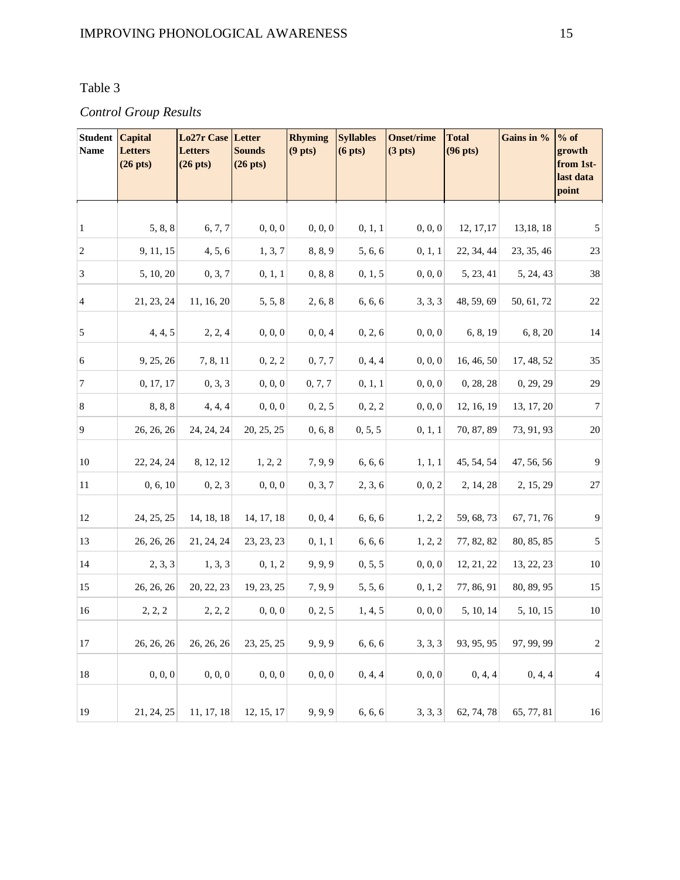Table 3

*Control Group Results*

| Student Name | Capital Letters (26 pts) | Lo27r Case Letters (26 pts) | Letter Sounds (26 pts) | Rhyming (9 pts) | Syllables (6 pts) | Onset/rime (3 pts) | Total (96 pts) | Gains in % | % of growth from 1st-last data point |
|---|---|---|---|---|---|---|---|---|---|
| 1 | 5, 8, 8 | 6, 7, 7 | 0, 0, 0 | 0, 0, 0 | 0, 1, 1 | 0, 0, 0 | 12, 17,17 | 13,18, 18 | 5 |
| 2 | 9, 11, 15 | 4, 5, 6 | 1, 3, 7 | 8, 8, 9 | 5, 6, 6 | 0, 1, 1 | 22, 34, 44 | 23, 35, 46 | 23 |
| 3 | 5, 10, 20 | 0, 3, 7 | 0, 1, 1 | 0, 8, 8 | 0, 1, 5 | 0, 0, 0 | 5, 23, 41 | 5, 24, 43 | 38 |
| 4 | 21, 23, 24 | 11, 16, 20 | 5, 5, 8 | 2, 6, 8 | 6, 6, 6 | 3, 3, 3 | 48, 59, 69 | 50, 61, 72 | 22 |
| 5 | 4, 4, 5 | 2, 2, 4 | 0, 0, 0 | 0, 0, 4 | 0, 2, 6 | 0, 0, 0 | 6, 8, 19 | 6, 8, 20 | 14 |
| 6 | 9, 25, 26 | 7, 8, 11 | 0, 2, 2 | 0, 7, 7 | 0, 4, 4 | 0, 0, 0 | 16, 46, 50 | 17, 48, 52 | 35 |
| 7 | 0, 17, 17 | 0, 3, 3 | 0, 0, 0 | 0, 7, 7 | 0, 1, 1 | 0, 0, 0 | 0, 28, 28 | 0, 29, 29 | 29 |
| 8 | 8, 8, 8 | 4, 4, 4 | 0, 0, 0 | 0, 2, 5 | 0, 2, 2 | 0, 0, 0 | 12, 16, 19 | 13, 17, 20 | 7 |
| 9 | 26, 26, 26 | 24, 24, 24 | 20, 25, 25 | 0, 6, 8 | 0, 5, 5 | 0, 1, 1 | 70, 87, 89 | 73, 91, 93 | 20 |
| 10 | 22, 24, 24 | 8, 12, 12 | 1, 2, 2 | 7, 9, 9 | 6, 6, 6 | 1, 1, 1 | 45, 54, 54 | 47, 56, 56 | 9 |
| 11 | 0, 6, 10 | 0, 2, 3 | 0, 0, 0 | 0, 3, 7 | 2, 3, 6 | 0, 0, 2 | 2, 14, 28 | 2, 15, 29 | 27 |
| 12 | 24, 25, 25 | 14, 18, 18 | 14, 17, 18 | 0, 0, 4 | 6, 6, 6 | 1, 2, 2 | 59, 68, 73 | 67, 71, 76 | 9 |
| 13 | 26, 26, 26 | 21, 24, 24 | 23, 23, 23 | 0, 1, 1 | 6, 6, 6 | 1, 2, 2 | 77, 82, 82 | 80, 85, 85 | 5 |
| 14 | 2, 3, 3 | 1, 3, 3 | 0, 1, 2 | 9, 9, 9 | 0, 5, 5 | 0, 0, 0 | 12, 21, 22 | 13, 22, 23 | 10 |
| 15 | 26, 26, 26 | 20, 22, 23 | 19, 23, 25 | 7, 9, 9 | 5, 5, 6 | 0, 1, 2 | 77, 86, 91 | 80, 89, 95 | 15 |
| 16 | 2, 2, 2 | 2, 2, 2 | 0, 0, 0 | 0, 2, 5 | 1, 4, 5 | 0, 0, 0 | 5, 10, 14 | 5, 10, 15 | 10 |
| 17 | 26, 26, 26 | 26, 26, 26 | 23, 25, 25 | 9, 9, 9 | 6, 6, 6 | 3, 3, 3 | 93, 95, 95 | 97, 99, 99 | 2 |
| 18 | 0, 0, 0 | 0, 0, 0 | 0, 0, 0 | 0, 0, 0 | 0, 4, 4 | 0, 0, 0 | 0, 4, 4 | 0, 4, 4 | 4 |
| 19 | 21, 24, 25 | 11, 17, 18 | 12, 15, 17 | 9, 9, 9 | 6, 6, 6 | 3, 3, 3 | 62, 74, 78 | 65, 77, 81 | 16 |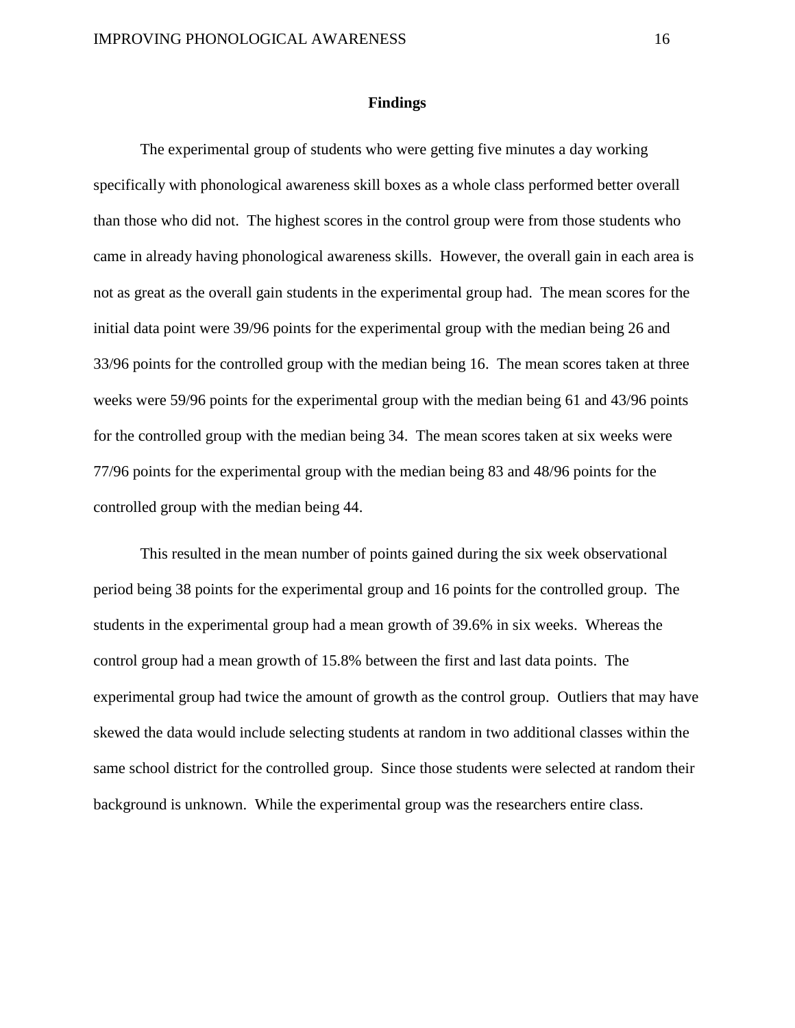## Findings

The experimental group of students who were getting five minutes a day working specifically with phonological awareness skill boxes as a whole class performed better overall than those who did not. The highest scores in the control group were from those students who came in already having phonological awareness skills. However, the overall gain in each area is not as great as the overall gain students in the experimental group had. The mean scores for the initial data point were 39/96 points for the experimental group with the median being 26 and 33/96 points for the controlled group with the median being 16. The mean scores taken at three weeks were 59/96 points for the experimental group with the median being 61 and 43/96 points for the controlled group with the median being 34. The mean scores taken at six weeks were 77/96 points for the experimental group with the median being 83 and 48/96 points for the controlled group with the median being 44.

This resulted in the mean number of points gained during the six week observational period being 38 points for the experimental group and 16 points for the controlled group. The students in the experimental group had a mean growth of 39.6% in six weeks. Whereas the control group had a mean growth of 15.8% between the first and last data points. The experimental group had twice the amount of growth as the control group. Outliers that may have skewed the data would include selecting students at random in two additional classes within the same school district for the controlled group. Since those students were selected at random their background is unknown. While the experimental group was the researchers entire class.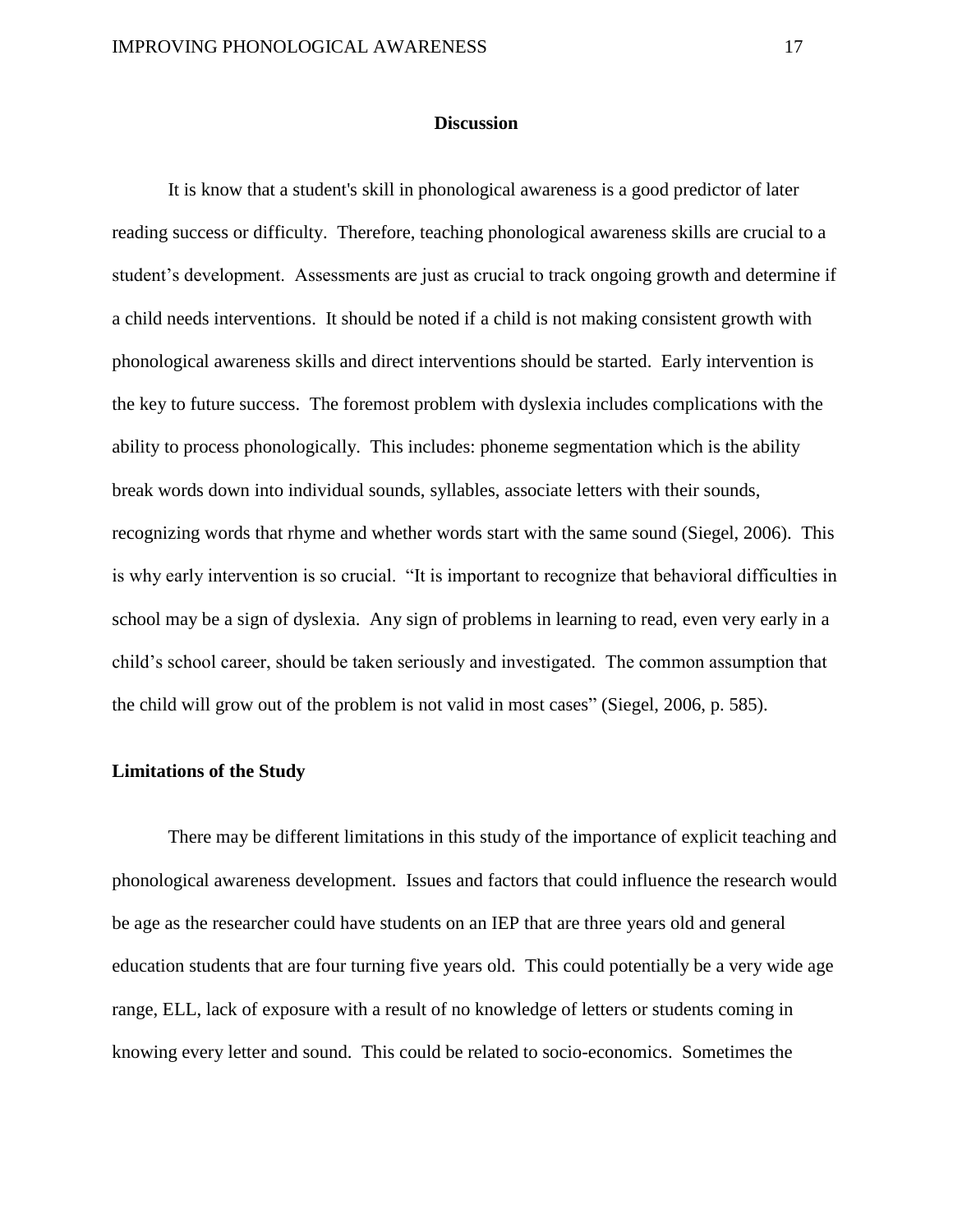# Discussion

It is know that a student's skill in phonological awareness is a good predictor of later reading success or difficulty. Therefore, teaching phonological awareness skills are crucial to a student's development. Assessments are just as crucial to track ongoing growth and determine if a child needs interventions. It should be noted if a child is not making consistent growth with phonological awareness skills and direct interventions should be started. Early intervention is the key to future success. The foremost problem with dyslexia includes complications with the ability to process phonologically. This includes: phoneme segmentation which is the ability break words down into individual sounds, syllables, associate letters with their sounds, recognizing words that rhyme and whether words start with the same sound (Siegel, 2006). This is why early intervention is so crucial. "It is important to recognize that behavioral difficulties in school may be a sign of dyslexia. Any sign of problems in learning to read, even very early in a child's school career, should be taken seriously and investigated. The common assumption that the child will grow out of the problem is not valid in most cases" (Siegel, 2006, p. 585).

## Limitations of the Study

There may be different limitations in this study of the importance of explicit teaching and phonological awareness development. Issues and factors that could influence the research would be age as the researcher could have students on an IEP that are three years old and general education students that are four turning five years old. This could potentially be a very wide age range, ELL, lack of exposure with a result of no knowledge of letters or students coming in knowing every letter and sound. This could be related to socio-economics. Sometimes the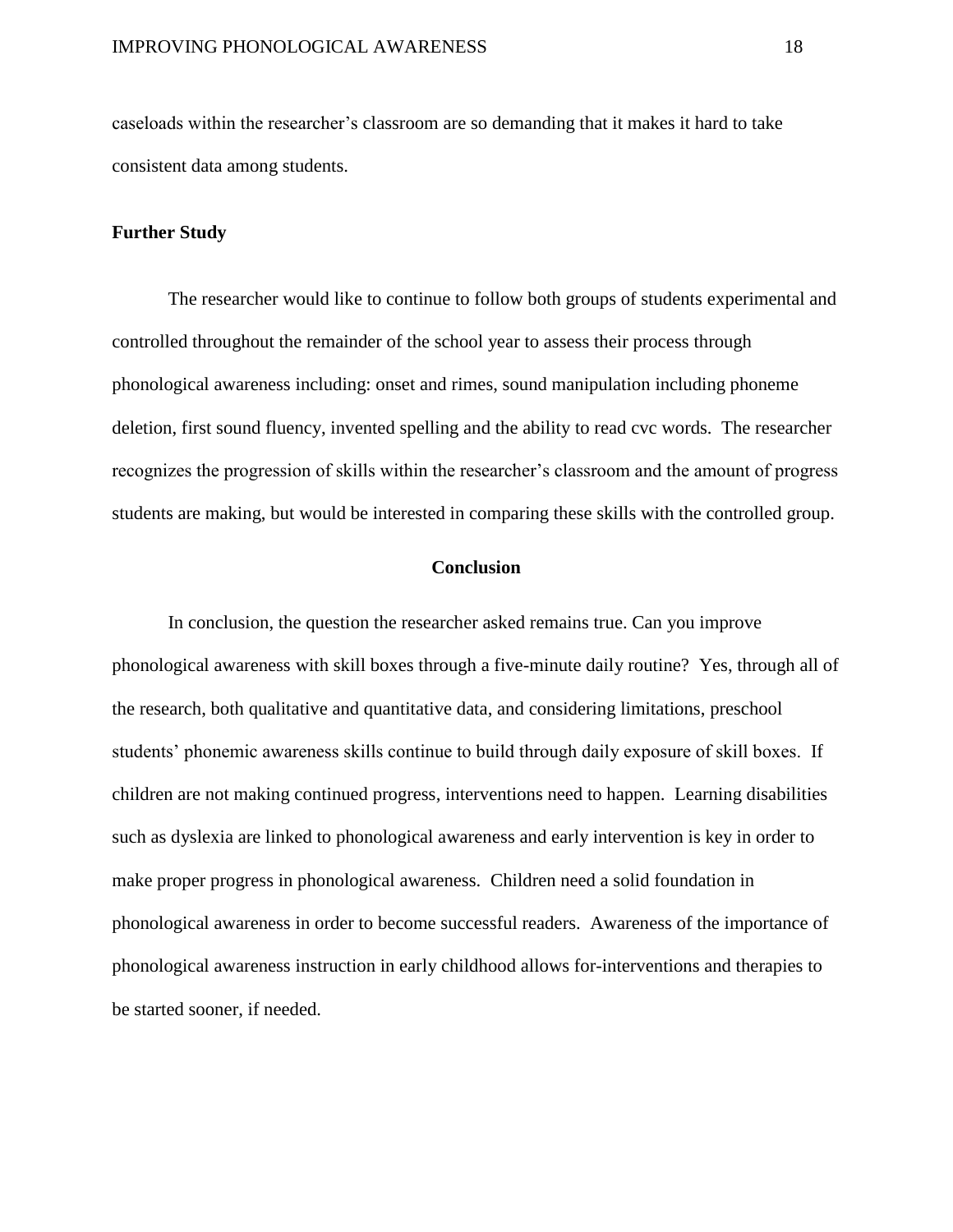caseloads within the researcher's classroom are so demanding that it makes it hard to take consistent data among students.

**Further Study**

The researcher would like to continue to follow both groups of students experimental and controlled throughout the remainder of the school year to assess their process through phonological awareness including: onset and rimes, sound manipulation including phoneme deletion, first sound fluency, invented spelling and the ability to read cvc words. The researcher recognizes the progression of skills within the researcher's classroom and the amount of progress students are making, but would be interested in comparing these skills with the controlled group.

## Conclusion

In conclusion, the question the researcher asked remains true. Can you improve phonological awareness with skill boxes through a five-minute daily routine? Yes, through all of the research, both qualitative and quantitative data, and considering limitations, preschool students' phonemic awareness skills continue to build through daily exposure of skill boxes. If children are not making continued progress, interventions need to happen. Learning disabilities such as dyslexia are linked to phonological awareness and early intervention is key in order to make proper progress in phonological awareness. Children need a solid foundation in phonological awareness in order to become successful readers. Awareness of the importance of phonological awareness instruction in early childhood allows for-interventions and therapies to be started sooner, if needed.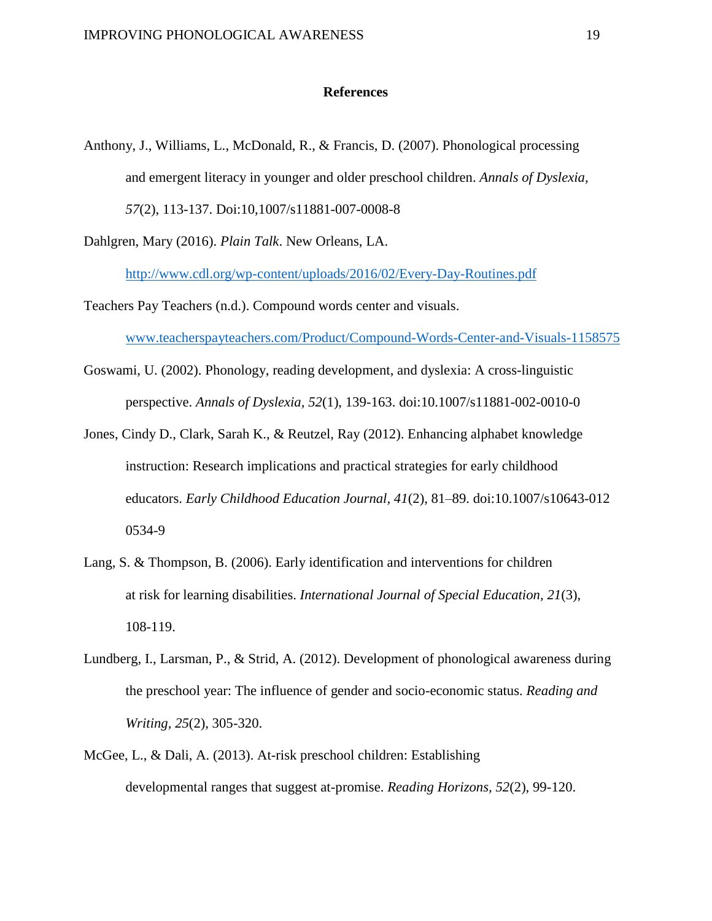## References

Anthony, J., Williams, L., McDonald, R., & Francis, D. (2007). Phonological processing and emergent literacy in younger and older preschool children. *Annals of Dyslexia, 57*(2), 113-137. Doi:10,1007/s11881-007-0008-8

Dahlgren, Mary (2016). *Plain Talk*. New Orleans, LA. http://www.cdl.org/wp-content/uploads/2016/02/Every-Day-Routines.pdf

Teachers Pay Teachers (n.d.). Compound words center and visuals. www.teacherspayteachers.com/Product/Compound-Words-Center-and-Visuals-1158575

Goswami, U. (2002). Phonology, reading development, and dyslexia: A cross-linguistic perspective. *Annals of Dyslexia, 52*(1), 139-163. doi:10.1007/s11881-002-0010-0

Jones, Cindy D., Clark, Sarah K., & Reutzel, Ray (2012). Enhancing alphabet knowledge instruction: Research implications and practical strategies for early childhood educators. *Early Childhood Education Journal, 41*(2), 81–89. doi:10.1007/s10643-012 0534-9

Lang, S. & Thompson, B. (2006). Early identification and interventions for children at risk for learning disabilities. *International Journal of Special Education, 21*(3), 108-119.

Lundberg, I., Larsman, P., & Strid, A. (2012). Development of phonological awareness during the preschool year: The influence of gender and socio-economic status. *Reading and Writing, 25*(2), 305-320.

McGee, L., & Dali, A. (2013). At-risk preschool children: Establishing developmental ranges that suggest at-promise. *Reading Horizons, 52*(2), 99-120.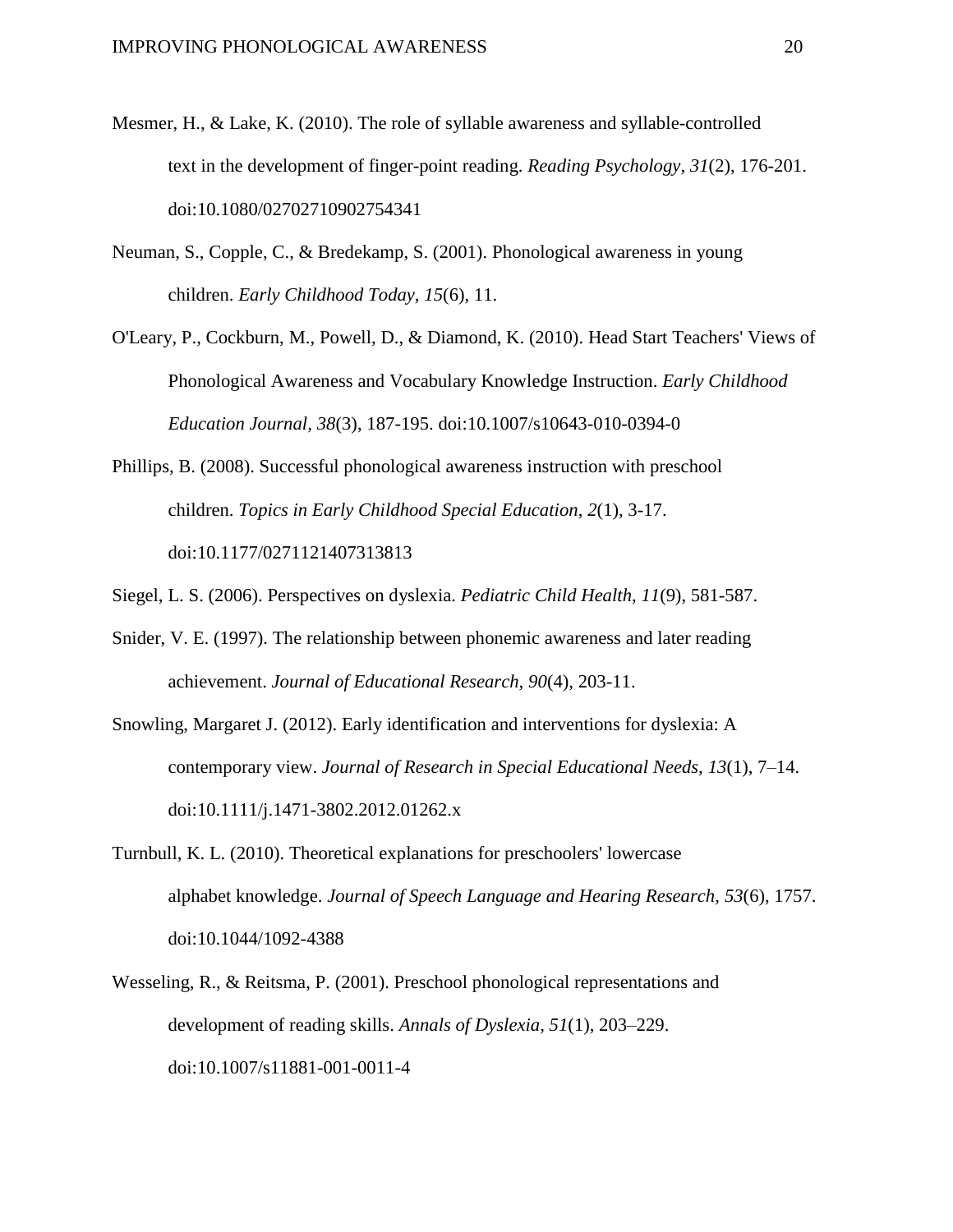Mesmer, H., & Lake, K. (2010). The role of syllable awareness and syllable-controlled text in the development of finger-point reading. *Reading Psychology, 31*(2), 176-201. doi:10.1080/02702710902754341

Neuman, S., Copple, C., & Bredekamp, S. (2001). Phonological awareness in young children. *Early Childhood Today, 15*(6), 11.

O'Leary, P., Cockburn, M., Powell, D., & Diamond, K. (2010). Head Start Teachers' Views of Phonological Awareness and Vocabulary Knowledge Instruction. *Early Childhood Education Journal, 38*(3), 187-195. doi:10.1007/s10643-010-0394-0

Phillips, B. (2008). Successful phonological awareness instruction with preschool children. *Topics in Early Childhood Special Education*, *2*(1), 3-17. doi:10.1177/0271121407313813

Siegel, L. S. (2006). Perspectives on dyslexia. *Pediatric Child Health*, *11*(9), 581-587.

Snider, V. E. (1997). The relationship between phonemic awareness and later reading achievement. *Journal of Educational Research*, *90*(4), 203-11.

Snowling, Margaret J. (2012). Early identification and interventions for dyslexia: A contemporary view. *Journal of Research in Special Educational Needs, 13*(1), 7–14. doi:10.1111/j.1471-3802.2012.01262.x

Turnbull, K. L. (2010). Theoretical explanations for preschoolers' lowercase alphabet knowledge. *Journal of Speech Language and Hearing Research, 53*(6), 1757. doi:10.1044/1092-4388

Wesseling, R., & Reitsma, P. (2001). Preschool phonological representations and development of reading skills. *Annals of Dyslexia, 51*(1), 203–229. doi:10.1007/s11881-001-0011-4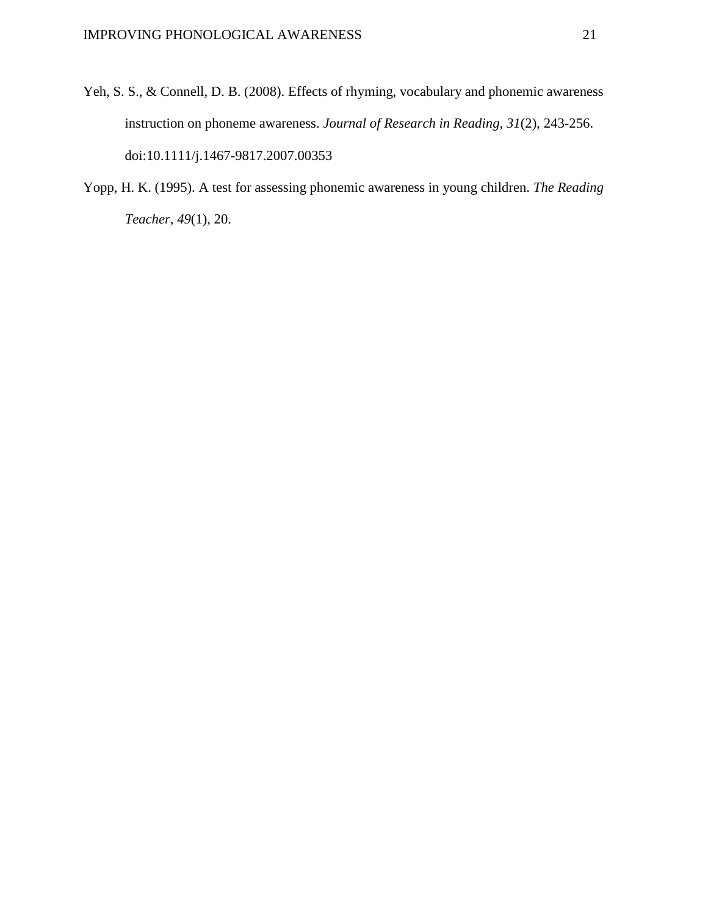Yeh, S. S., & Connell, D. B. (2008). Effects of rhyming, vocabulary and phonemic awareness instruction on phoneme awareness. *Journal of Research in Reading, 31*(2), 243-256. doi:10.1111/j.1467-9817.2007.00353

Yopp, H. K. (1995). A test for assessing phonemic awareness in young children. *The Reading Teacher, 49*(1), 20.